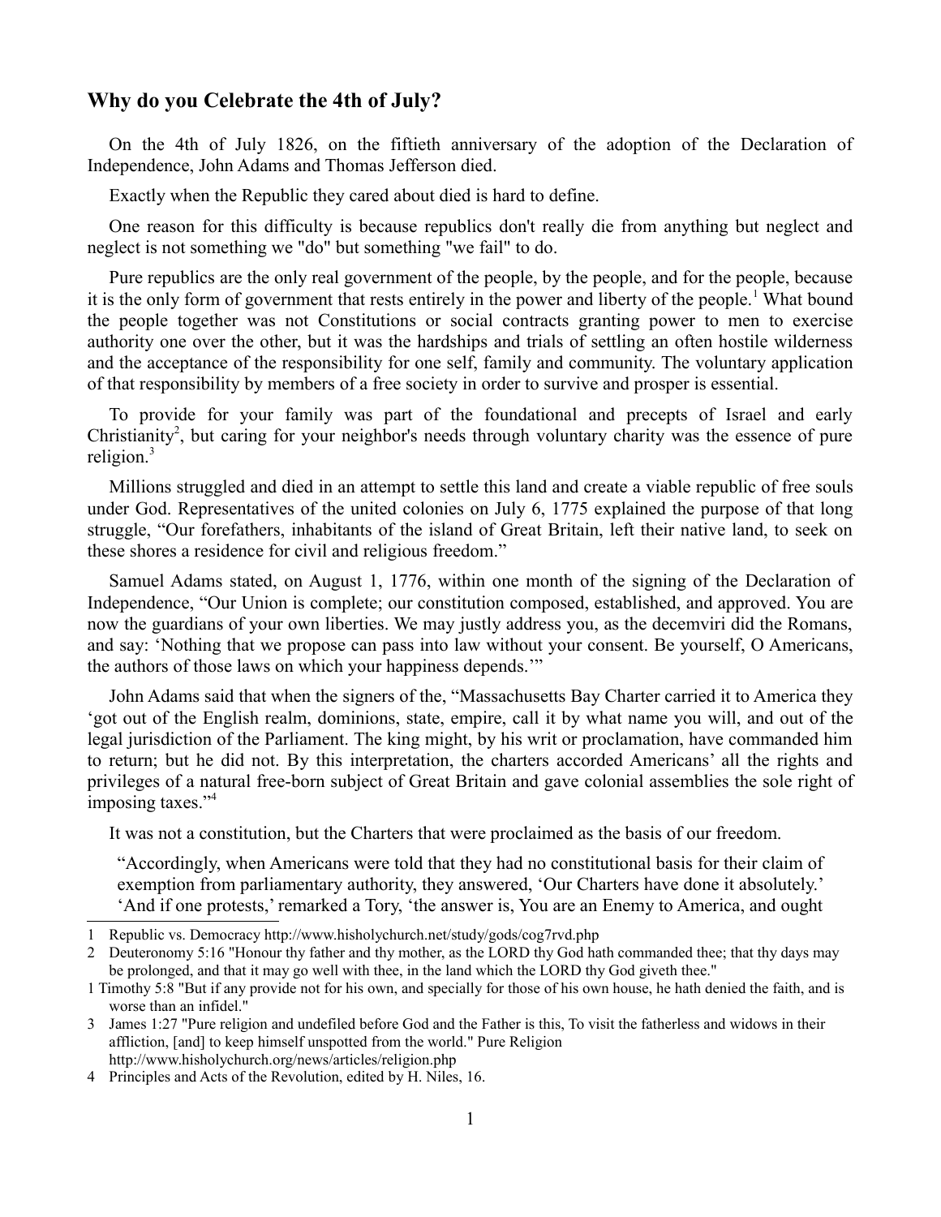## Why do you Celebrate the 4th of July?

On the 4th of July 1826, on the fiftieth anniversary of the adoption of the Declaration of Independence, John Adams and Thomas Jefferson died.

Exactly when the Republic they cared about died is hard to define.

One reason for this difficulty is because republics don't really die from anything but neglect and neglect is not something we "do" but something "we fail" to do.

Pure republics are the only real government of the people, by the people, and for the people, because it is the only form of government that rests entirely in the power and liberty of the people.[1] What bound the people together was not Constitutions or social contracts granting power to men to exercise authority one over the other, but it was the hardships and trials of settling an often hostile wilderness and the acceptance of the responsibility for one self, family and community. The voluntary application of that responsibility by members of a free society in order to survive and prosper is essential.

To provide for your family was part of the foundational and precepts of Israel and early Christianity[2], but caring for your neighbor's needs through voluntary charity was the essence of pure religion.[3]

Millions struggled and died in an attempt to settle this land and create a viable republic of free souls under God. Representatives of the united colonies on July 6, 1775 explained the purpose of that long struggle, "Our forefathers, inhabitants of the island of Great Britain, left their native land, to seek on these shores a residence for civil and religious freedom."

Samuel Adams stated, on August 1, 1776, within one month of the signing of the Declaration of Independence, "Our Union is complete; our constitution composed, established, and approved. You are now the guardians of your own liberties. We may justly address you, as the decemviri did the Romans, and say: 'Nothing that we propose can pass into law without your consent. Be yourself, O Americans, the authors of those laws on which your happiness depends.'"

John Adams said that when the signers of the, "Massachusetts Bay Charter carried it to America they 'got out of the English realm, dominions, state, empire, call it by what name you will, and out of the legal jurisdiction of the Parliament. The king might, by his writ or proclamation, have commanded him to return; but he did not. By this interpretation, the charters accorded Americans' all the rights and privileges of a natural free-born subject of Great Britain and gave colonial assemblies the sole right of imposing taxes."[4]

It was not a constitution, but the Charters that were proclaimed as the basis of our freedom.

> "Accordingly, when Americans were told that they had no constitutional basis for their claim of exemption from parliamentary authority, they answered, 'Our Charters have done it absolutely.' 'And if one protests,' remarked a Tory, 'the answer is, You are an Enemy to America, and ought

---

1 Republic vs. Democracy http://www.hisholychurch.net/study/gods/cog7rvd.php

2 Deuteronomy 5:16 "Honour thy father and thy mother, as the LORD thy God hath commanded thee; that thy days may be prolonged, and that it may go well with thee, in the land which the LORD thy God giveth thee."

1 Timothy 5:8 "But if any provide not for his own, and specially for those of his own house, he hath denied the faith, and is worse than an infidel."

3 James 1:27 "Pure religion and undefiled before God and the Father is this, To visit the fatherless and widows in their affliction, [and] to keep himself unspotted from the world." Pure Religion http://www.hisholychurch.org/news/articles/religion.php

4 Principles and Acts of the Revolution, edited by H. Niles, 16.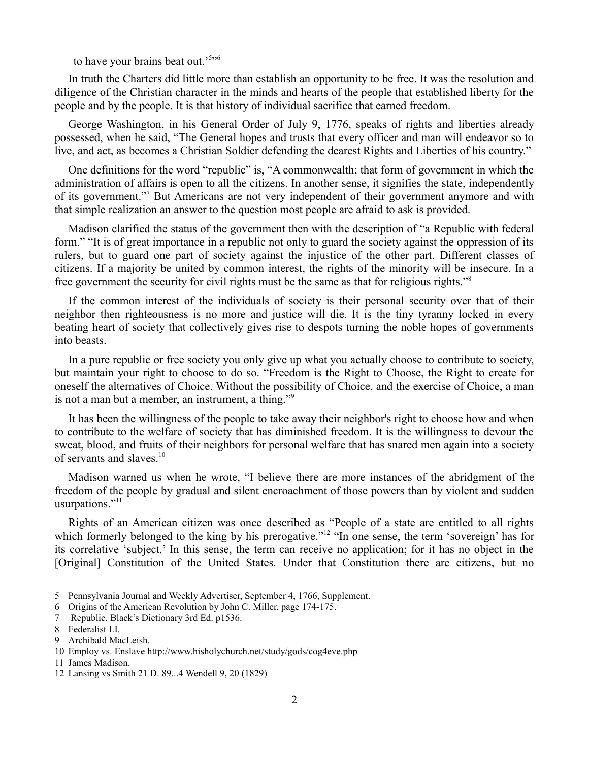to have your brains beat out.'"[5][6]

In truth the Charters did little more than establish an opportunity to be free. It was the resolution and diligence of the Christian character in the minds and hearts of the people that established liberty for the people and by the people. It is that history of individual sacrifice that earned freedom.

George Washington, in his General Order of July 9, 1776, speaks of rights and liberties already possessed, when he said, "The General hopes and trusts that every officer and man will endeavor so to live, and act, as becomes a Christian Soldier defending the dearest Rights and Liberties of his country."

One definitions for the word "republic" is, "A commonwealth; that form of government in which the administration of affairs is open to all the citizens. In another sense, it signifies the state, independently of its government."[7] But Americans are not very independent of their government anymore and with that simple realization an answer to the question most people are afraid to ask is provided.

Madison clarified the status of the government then with the description of "a Republic with federal form." "It is of great importance in a republic not only to guard the society against the oppression of its rulers, but to guard one part of society against the injustice of the other part. Different classes of citizens. If a majority be united by common interest, the rights of the minority will be insecure. In a free government the security for civil rights must be the same as that for religious rights."[8]

If the common interest of the individuals of society is their personal security over that of their neighbor then righteousness is no more and justice will die. It is the tiny tyranny locked in every beating heart of society that collectively gives rise to despots turning the noble hopes of governments into beasts.

In a pure republic or free society you only give up what you actually choose to contribute to society, but maintain your right to choose to do so. "Freedom is the Right to Choose, the Right to create for oneself the alternatives of Choice. Without the possibility of Choice, and the exercise of Choice, a man is not a man but a member, an instrument, a thing."[9]

It has been the willingness of the people to take away their neighbor's right to choose how and when to contribute to the welfare of society that has diminished freedom. It is the willingness to devour the sweat, blood, and fruits of their neighbors for personal welfare that has snared men again into a society of servants and slaves.[10]

Madison warned us when he wrote, "I believe there are more instances of the abridgment of the freedom of the people by gradual and silent encroachment of those powers than by violent and sudden usurpations."[11]

Rights of an American citizen was once described as "People of a state are entitled to all rights which formerly belonged to the king by his prerogative."[12] "In one sense, the term 'sovereign' has for its correlative 'subject.' In this sense, the term can receive no application; for it has no object in the [Original] Constitution of the United States. Under that Constitution there are citizens, but no

---

5 Pennsylvania Journal and Weekly Advertiser, September 4, 1766, Supplement.

6 Origins of the American Revolution by John C. Miller, page 174-175.

7 Republic. Black's Dictionary 3rd Ed. p1536.

8 Federalist LI.

9 Archibald MacLeish.

10 Employ vs. Enslave http://www.hisholychurch.net/study/gods/cog4eve.php

11 James Madison.

12 Lansing vs Smith 21 D. 89...4 Wendell 9, 20 (1829)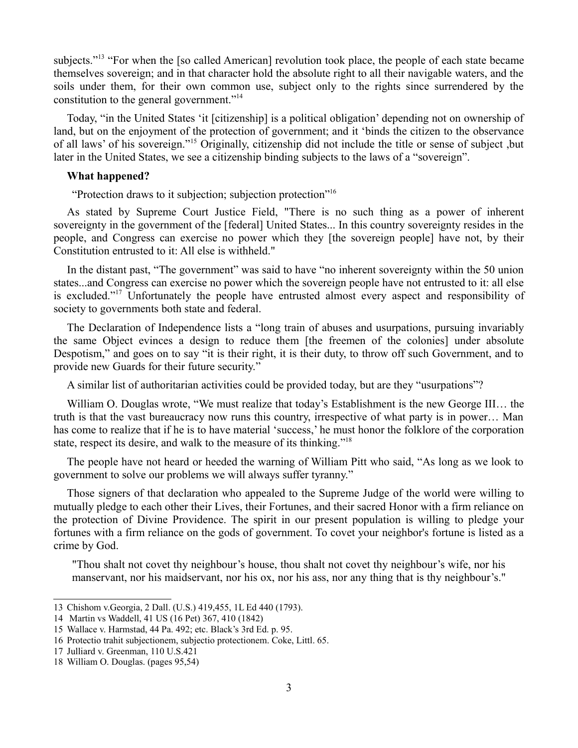subjects."[13] "For when the [so called American] revolution took place, the people of each state became themselves sovereign; and in that character hold the absolute right to all their navigable waters, and the soils under them, for their own common use, subject only to the rights since surrendered by the constitution to the general government."[14]

Today, "in the United States 'it [citizenship] is a political obligation' depending not on ownership of land, but on the enjoyment of the protection of government; and it 'binds the citizen to the observance of all laws' of his sovereign."[15] Originally, citizenship did not include the title or sense of subject ,but later in the United States, we see a citizenship binding subjects to the laws of a "sovereign".

**What happened?**

"Protection draws to it subjection; subjection protection"[16]

As stated by Supreme Court Justice Field, "There is no such thing as a power of inherent sovereignty in the government of the [federal] United States... In this country sovereignty resides in the people, and Congress can exercise no power which they [the sovereign people] have not, by their Constitution entrusted to it: All else is withheld."

In the distant past, "The government" was said to have "no inherent sovereignty within the 50 union states...and Congress can exercise no power which the sovereign people have not entrusted to it: all else is excluded."[17] Unfortunately the people have entrusted almost every aspect and responsibility of society to governments both state and federal.

The Declaration of Independence lists a "long train of abuses and usurpations, pursuing invariably the same Object evinces a design to reduce them [the freemen of the colonies] under absolute Despotism," and goes on to say "it is their right, it is their duty, to throw off such Government, and to provide new Guards for their future security."

A similar list of authoritarian activities could be provided today, but are they "usurpations"?

William O. Douglas wrote, "We must realize that today's Establishment is the new George III… the truth is that the vast bureaucracy now runs this country, irrespective of what party is in power… Man has come to realize that if he is to have material 'success,' he must honor the folklore of the corporation state, respect its desire, and walk to the measure of its thinking."[18]

The people have not heard or heeded the warning of William Pitt who said, "As long as we look to government to solve our problems we will always suffer tyranny."

Those signers of that declaration who appealed to the Supreme Judge of the world were willing to mutually pledge to each other their Lives, their Fortunes, and their sacred Honor with a firm reliance on the protection of Divine Providence. The spirit in our present population is willing to pledge your fortunes with a firm reliance on the gods of government. To covet your neighbor's fortune is listed as a crime by God.

> "Thou shalt not covet thy neighbour's house, thou shalt not covet thy neighbour's wife, nor his manservant, nor his maidservant, nor his ox, nor his ass, nor any thing that is thy neighbour's."

---

13 Chishom v.Georgia, 2 Dall. (U.S.) 419,455, 1L Ed 440 (1793).

14 Martin vs Waddell, 41 US (16 Pet) 367, 410 (1842)

15 Wallace v. Harmstad, 44 Pa. 492; etc. Black's 3rd Ed. p. 95.

16 Protectio trahit subjectionem, subjectio protectionem. Coke, Littl. 65.

17 Julliard v. Greenman, 110 U.S.421

18 William O. Douglas. (pages 95,54)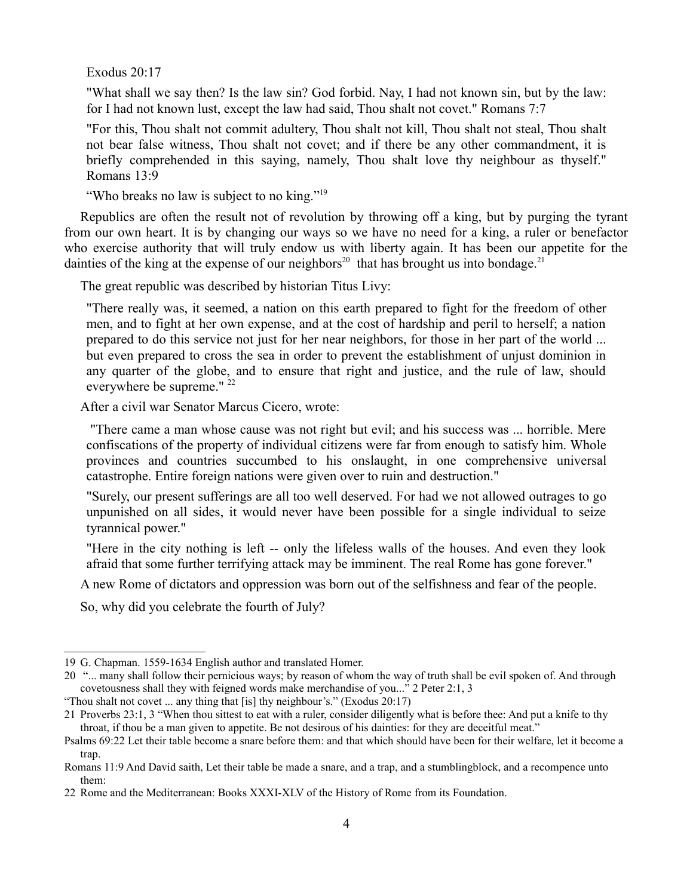Exodus 20:17

"What shall we say then? Is the law sin? God forbid. Nay, I had not known sin, but by the law: for I had not known lust, except the law had said, Thou shalt not covet." Romans 7:7

"For this, Thou shalt not commit adultery, Thou shalt not kill, Thou shalt not steal, Thou shalt not bear false witness, Thou shalt not covet; and if there be any other commandment, it is briefly comprehended in this saying, namely, Thou shalt love thy neighbour as thyself." Romans 13:9

"Who breaks no law is subject to no king."[19]

Republics are often the result not of revolution by throwing off a king, but by purging the tyrant from our own heart. It is by changing our ways so we have no need for a king, a ruler or benefactor who exercise authority that will truly endow us with liberty again. It has been our appetite for the dainties of the king at the expense of our neighbors[20] that has brought us into bondage.[21]

The great republic was described by historian Titus Livy:

"There really was, it seemed, a nation on this earth prepared to fight for the freedom of other men, and to fight at her own expense, and at the cost of hardship and peril to herself; a nation prepared to do this service not just for her near neighbors, for those in her part of the world ... but even prepared to cross the sea in order to prevent the establishment of unjust dominion in any quarter of the globe, and to ensure that right and justice, and the rule of law, should everywhere be supreme." [22]

After a civil war Senator Marcus Cicero, wrote:

"There came a man whose cause was not right but evil; and his success was ... horrible. Mere confiscations of the property of individual citizens were far from enough to satisfy him. Whole provinces and countries succumbed to his onslaught, in one comprehensive universal catastrophe. Entire foreign nations were given over to ruin and destruction."

"Surely, our present sufferings are all too well deserved. For had we not allowed outrages to go unpunished on all sides, it would never have been possible for a single individual to seize tyrannical power."

"Here in the city nothing is left -- only the lifeless walls of the houses. And even they look afraid that some further terrifying attack may be imminent. The real Rome has gone forever."

A new Rome of dictators and oppression was born out of the selfishness and fear of the people.

So, why did you celebrate the fourth of July?

---

19 G. Chapman. 1559-1634 English author and translated Homer.

20 "... many shall follow their pernicious ways; by reason of whom the way of truth shall be evil spoken of. And through covetousness shall they with feigned words make merchandise of you..." 2 Peter 2:1, 3

"Thou shalt not covet ... any thing that [is] thy neighbour's." (Exodus 20:17)

21 Proverbs 23:1, 3 "When thou sittest to eat with a ruler, consider diligently what is before thee: And put a knife to thy throat, if thou be a man given to appetite. Be not desirous of his dainties: for they are deceitful meat."

Psalms 69:22 Let their table become a snare before them: and that which should have been for their welfare, let it become a trap.

Romans 11:9 And David saith, Let their table be made a snare, and a trap, and a stumblingblock, and a recompence unto them:

22 Rome and the Mediterranean: Books XXXI-XLV of the History of Rome from its Foundation.